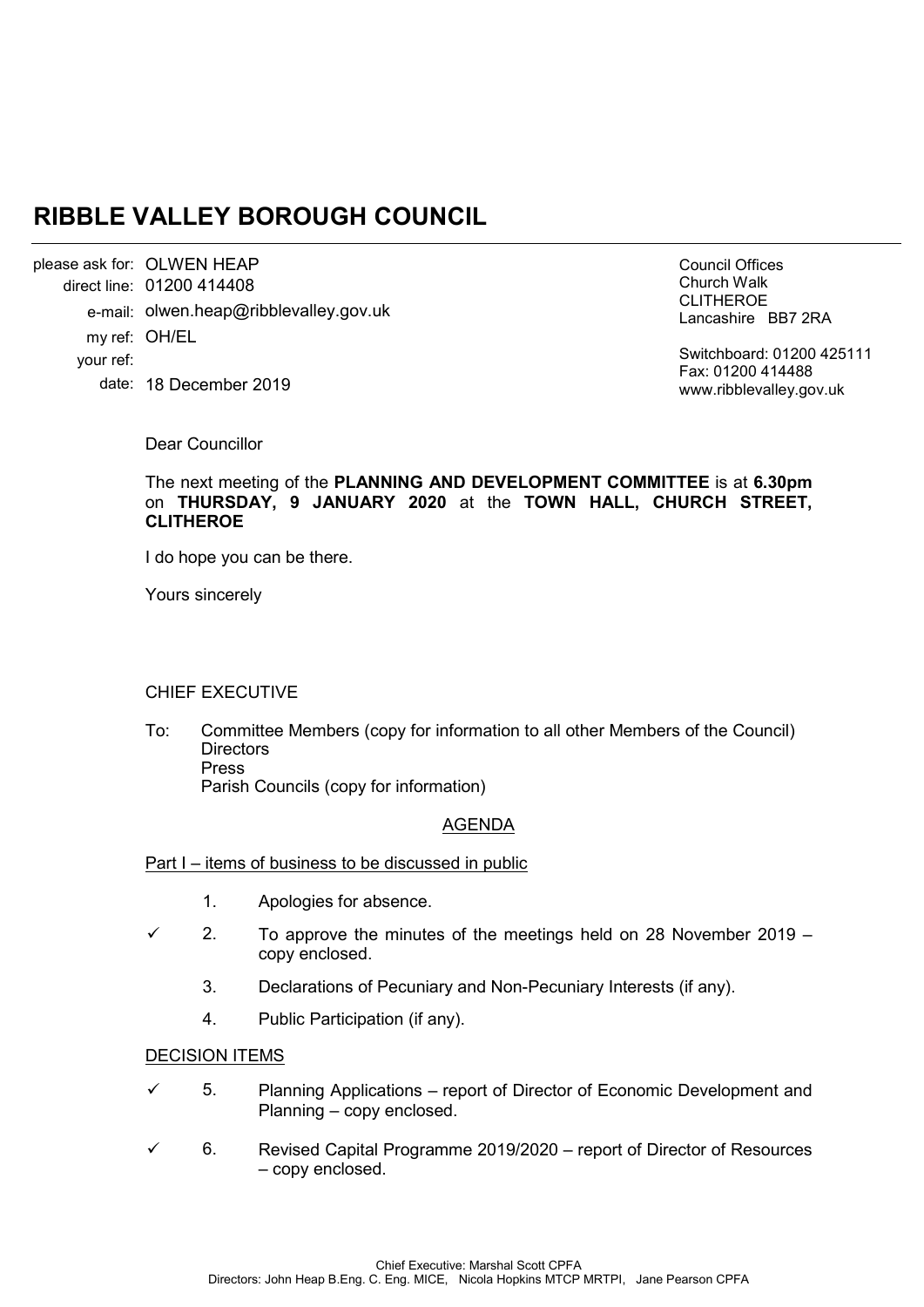# RIBBLE VALLEY BOROUGH COUNCIL

please ask for: OLWEN HEAP
direct line: 01200 414408
e-mail: olwen.heap@ribblevalley.gov.uk
my ref: OH/EL
your ref:
date: 18 December 2019

Council Offices
Church Walk
CLITHEROE
Lancashire BB7 2RA

Switchboard: 01200 425111
Fax: 01200 414488
www.ribblevalley.gov.uk

Dear Councillor

The next meeting of the **PLANNING AND DEVELOPMENT COMMITTEE** is at **6.30pm** on **THURSDAY, 9 JANUARY 2020** at the **TOWN HALL, CHURCH STREET, CLITHEROE**

I do hope you can be there.

Yours sincerely

CHIEF EXECUTIVE

To: Committee Members (copy for information to all other Members of the Council)
Directors
Press
Parish Councils (copy for information)

## AGENDA

Part I – items of business to be discussed in public

1. Apologies for absence.

✓ 2. To approve the minutes of the meetings held on 28 November 2019 – copy enclosed.

3. Declarations of Pecuniary and Non-Pecuniary Interests (if any).

4. Public Participation (if any).

DECISION ITEMS

✓ 5. Planning Applications – report of Director of Economic Development and Planning – copy enclosed.

✓ 6. Revised Capital Programme 2019/2020 – report of Director of Resources – copy enclosed.

Chief Executive: Marshal Scott CPFA
Directors: John Heap B.Eng. C. Eng. MICE, Nicola Hopkins MTCP MRTPI, Jane Pearson CPFA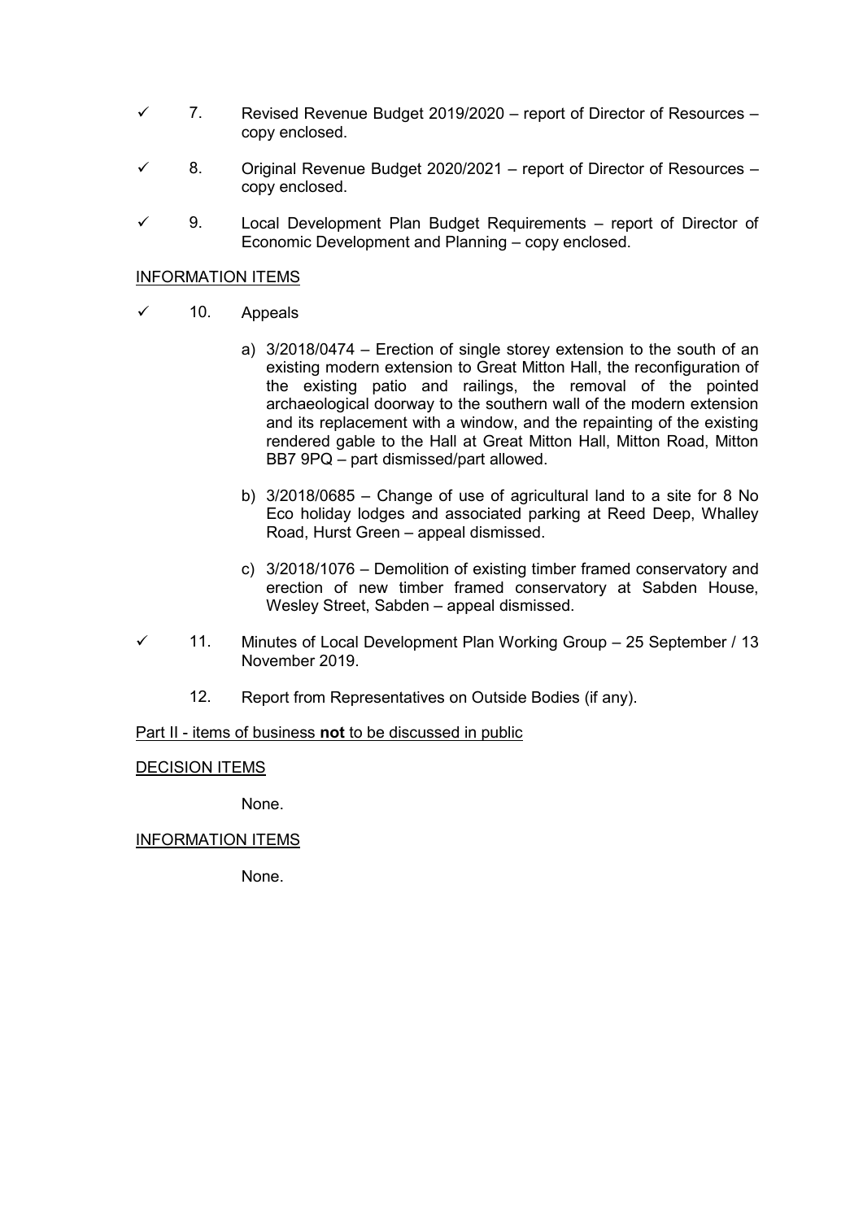- ✓ 7. Revised Revenue Budget 2019/2020 – report of Director of Resources – copy enclosed.

- ✓ 8. Original Revenue Budget 2020/2021 – report of Director of Resources – copy enclosed.

- ✓ 9. Local Development Plan Budget Requirements – report of Director of Economic Development and Planning – copy enclosed.

<u>INFORMATION ITEMS</u>

- ✓ 10. Appeals

  a) 3/2018/0474 – Erection of single storey extension to the south of an existing modern extension to Great Mitton Hall, the reconfiguration of the existing patio and railings, the removal of the pointed archaeological doorway to the southern wall of the modern extension and its replacement with a window, and the repainting of the existing rendered gable to the Hall at Great Mitton Hall, Mitton Road, Mitton BB7 9PQ – part dismissed/part allowed.

  b) 3/2018/0685 – Change of use of agricultural land to a site for 8 No Eco holiday lodges and associated parking at Reed Deep, Whalley Road, Hurst Green – appeal dismissed.

  c) 3/2018/1076 – Demolition of existing timber framed conservatory and erection of new timber framed conservatory at Sabden House, Wesley Street, Sabden – appeal dismissed.

- ✓ 11. Minutes of Local Development Plan Working Group – 25 September / 13 November 2019.

- 12. Report from Representatives on Outside Bodies (if any).

<u>Part II - items of business **not** to be discussed in public</u>

<u>DECISION ITEMS</u>

None.

<u>INFORMATION ITEMS</u>

None.